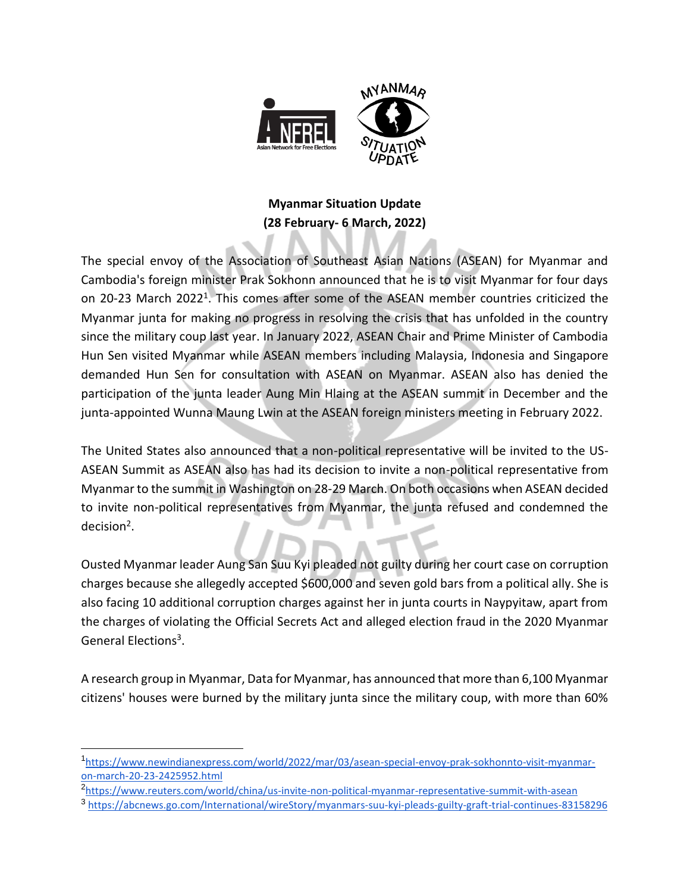**Myanmar Situation Update**
**(28 February- 6 March, 2022)**

The special envoy of the Association of Southeast Asian Nations (ASEAN) for Myanmar and Cambodia's foreign minister Prak Sokhonn announced that he is to visit Myanmar for four days on 20-23 March 2022[1]. This comes after some of the ASEAN member countries criticized the Myanmar junta for making no progress in resolving the crisis that has unfolded in the country since the military coup last year. In January 2022, ASEAN Chair and Prime Minister of Cambodia Hun Sen visited Myanmar while ASEAN members including Malaysia, Indonesia and Singapore demanded Hun Sen for consultation with ASEAN on Myanmar. ASEAN also has denied the participation of the junta leader Aung Min Hlaing at the ASEAN summit in December and the junta-appointed Wunna Maung Lwin at the ASEAN foreign ministers meeting in February 2022.

The United States also announced that a non-political representative will be invited to the US-ASEAN Summit as ASEAN also has had its decision to invite a non-political representative from Myanmar to the summit in Washington on 28-29 March. On both occasions when ASEAN decided to invite non-political representatives from Myanmar, the junta refused and condemned the decision[2].

Ousted Myanmar leader Aung San Suu Kyi pleaded not guilty during her court case on corruption charges because she allegedly accepted $600,000 and seven gold bars from a political ally. She is also facing 10 additional corruption charges against her in junta courts in Naypyitaw, apart from the charges of violating the Official Secrets Act and alleged election fraud in the 2020 Myanmar General Elections[3].

A research group in Myanmar, Data for Myanmar, has announced that more than 6,100 Myanmar citizens' houses were burned by the military junta since the military coup, with more than 60%

---

[1] https://www.newindianexpress.com/world/2022/mar/03/asean-special-envoy-prak-sokhonnto-visit-myanmar-on-march-20-23-2425952.html

[2] https://www.reuters.com/world/china/us-invite-non-political-myanmar-representative-summit-with-asean

[3] https://abcnews.go.com/International/wireStory/myanmars-suu-kyi-pleads-guilty-graft-trial-continues-83158296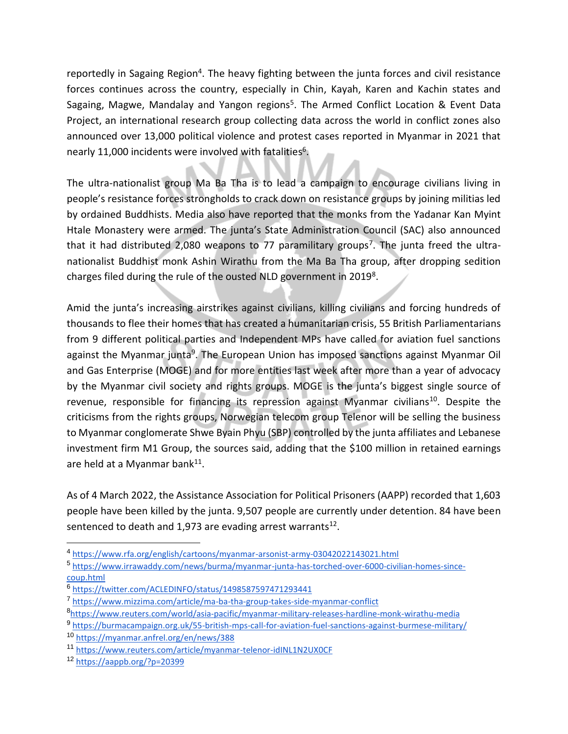reportedly in Sagaing Region[4]. The heavy fighting between the junta forces and civil resistance forces continues across the country, especially in Chin, Kayah, Karen and Kachin states and Sagaing, Magwe, Mandalay and Yangon regions[5]. The Armed Conflict Location & Event Data Project, an international research group collecting data across the world in conflict zones also announced over 13,000 political violence and protest cases reported in Myanmar in 2021 that nearly 11,000 incidents were involved with fatalities[6].

The ultra-nationalist group Ma Ba Tha is to lead a campaign to encourage civilians living in people's resistance forces strongholds to crack down on resistance groups by joining militias led by ordained Buddhists. Media also have reported that the monks from the Yadanar Kan Myint Htale Monastery were armed. The junta's State Administration Council (SAC) also announced that it had distributed 2,080 weapons to 77 paramilitary groups[7]. The junta freed the ultra-nationalist Buddhist monk Ashin Wirathu from the Ma Ba Tha group, after dropping sedition charges filed during the rule of the ousted NLD government in 2019[8].

Amid the junta's increasing airstrikes against civilians, killing civilians and forcing hundreds of thousands to flee their homes that has created a humanitarian crisis, 55 British Parliamentarians from 9 different political parties and Independent MPs have called for aviation fuel sanctions against the Myanmar junta[9]. The European Union has imposed sanctions against Myanmar Oil and Gas Enterprise (MOGE) and for more entities last week after more than a year of advocacy by the Myanmar civil society and rights groups. MOGE is the junta's biggest single source of revenue, responsible for financing its repression against Myanmar civilians[10]. Despite the criticisms from the rights groups, Norwegian telecom group Telenor will be selling the business to Myanmar conglomerate Shwe Byain Phyu (SBP) controlled by the junta affiliates and Lebanese investment firm M1 Group, the sources said, adding that the $100 million in retained earnings are held at a Myanmar bank[11].

As of 4 March 2022, the Assistance Association for Political Prisoners (AAPP) recorded that 1,603 people have been killed by the junta. 9,507 people are currently under detention. 84 have been sentenced to death and 1,973 are evading arrest warrants[12].

---

[4] https://www.rfa.org/english/cartoons/myanmar-arsonist-army-03042022143021.html

[5] https://www.irrawaddy.com/news/burma/myanmar-junta-has-torched-over-6000-civilian-homes-since-coup.html

[6] https://twitter.com/ACLEDINFO/status/1498587597471293441

[7] https://www.mizzima.com/article/ma-ba-tha-group-takes-side-myanmar-conflict

[8] https://www.reuters.com/world/asia-pacific/myanmar-military-releases-hardline-monk-wirathu-media

[9] https://burmacampaign.org.uk/55-british-mps-call-for-aviation-fuel-sanctions-against-burmese-military/

[10] https://myanmar.anfrel.org/en/news/388

[11] https://www.reuters.com/article/myanmar-telenor-idINL1N2UX0CF

[12] https://aappb.org/?p=20399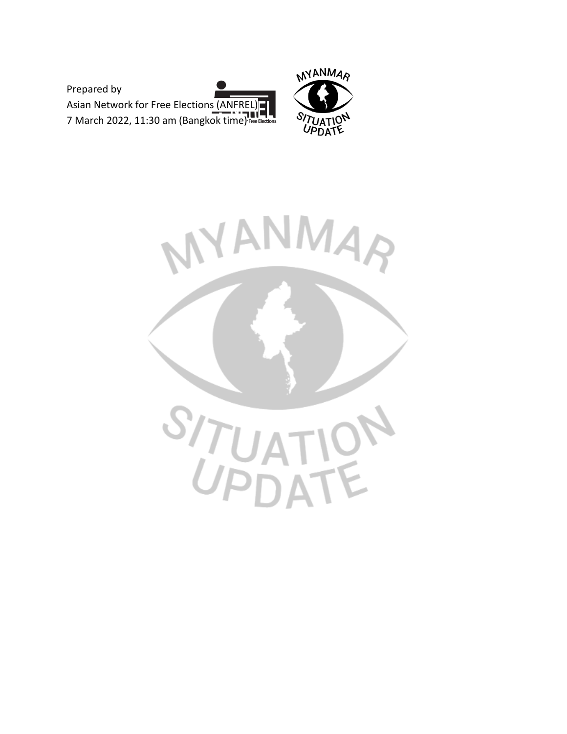Prepared by
Asian Network for Free Elections (ANFREL)
7 March 2022, 11:30 am (Bangkok time)